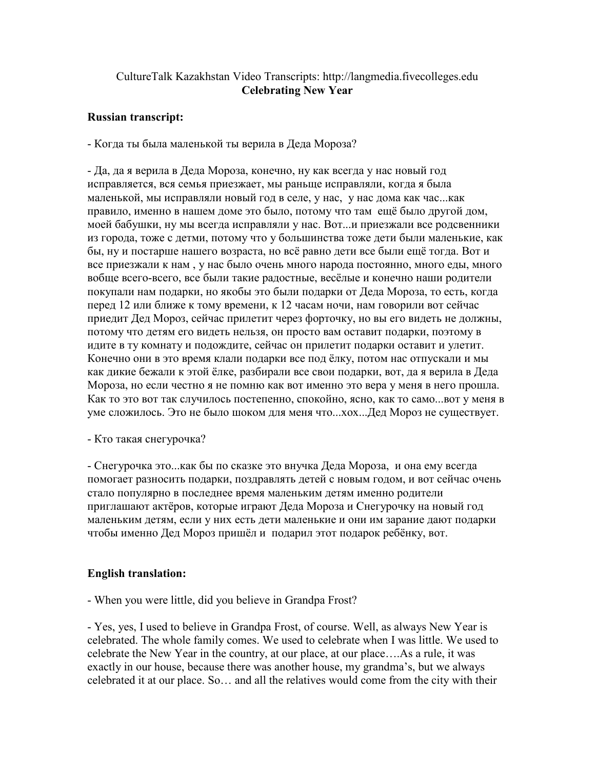CultureTalk Kazakhstan Video Transcripts: http://langmedia.fivecolleges.edu

**Celebrating New Year**

**Russian transcript:**

- Когда ты была маленькой ты верила в Деда Мороза?

- Да, да я верила в Деда Мороза, конечно, ну как всегда у нас новый год исправляется, вся семья приезжает, мы раньще исправляли, когда я была маленькой, мы исправляли новый год в селе, у нас, у нас дома как час...как правило, именно в нашем доме это было, потому что там ещё было другой дом, моей бабушки, ну мы всегда исправляли у нас. Вот...и приезжали все родсвенники из города, тоже с детми, потому что у большинства тоже дети были маленькие, как бы, ну и постарше нашего возраста, но всё равно дети все были ещё тогда. Вот и все приезжали к нам , у нас было очень много народа постоянно, много еды, много вобще всего-всего, все были такие радостные, весёлые и конечно наши родители покупали нам подарки, но якобы это были подарки от Деда Мороза, то есть, когда перед 12 или ближе к тому времени, к 12 часам ночи, нам говорили вот сейчас приедит Дед Мороз, сейчас прилетит через форточку, но вы его видеть не должны, потому что детям его видеть нельзя, он просто вам оставит подарки, поэтому в идите в ту комнату и подождите, сейчас он прилетит подарки оставит и улетит. Конечно они в это время клали подарки все под ёлку, потом нас отпускали и мы как дикие бежали к этой ёлке, разбирали все свои подарки, вот, да я верила в Деда Мороза, но если честно я не помню как вот именно это вера у меня в него прошла. Как то это вот так случилось постепенно, спокойно, ясно, как то само...вот у меня в уме сложилось. Это не было шоком для меня что...хох...Дед Мороз не существует.

- Кто такая снегурочка?

- Снегурочка это...как бы по сказке это внучка Деда Мороза, и она ему всегда помогает разносить подарки, поздравлять детей с новым годом, и вот сейчас очень стало популярно в последнее время маленьким детям именно родители приглашают актёров, которые играют Деда Мороза и Снегурочку на новый год маленьким детям, если у них есть дети маленькие и они им зарание дают подарки чтобы именно Дед Мороз пришёл и подарил этот подарок ребёнку, вот.

**English translation:**

- When you were little, did you believe in Grandpa Frost?

- Yes, yes, I used to believe in Grandpa Frost, of course. Well, as always New Year is celebrated. The whole family comes. We used to celebrate when I was little. We used to celebrate the New Year in the country, at our place, at our place….As a rule, it was exactly in our house, because there was another house, my grandma's, but we always celebrated it at our place. So… and all the relatives would come from the city with their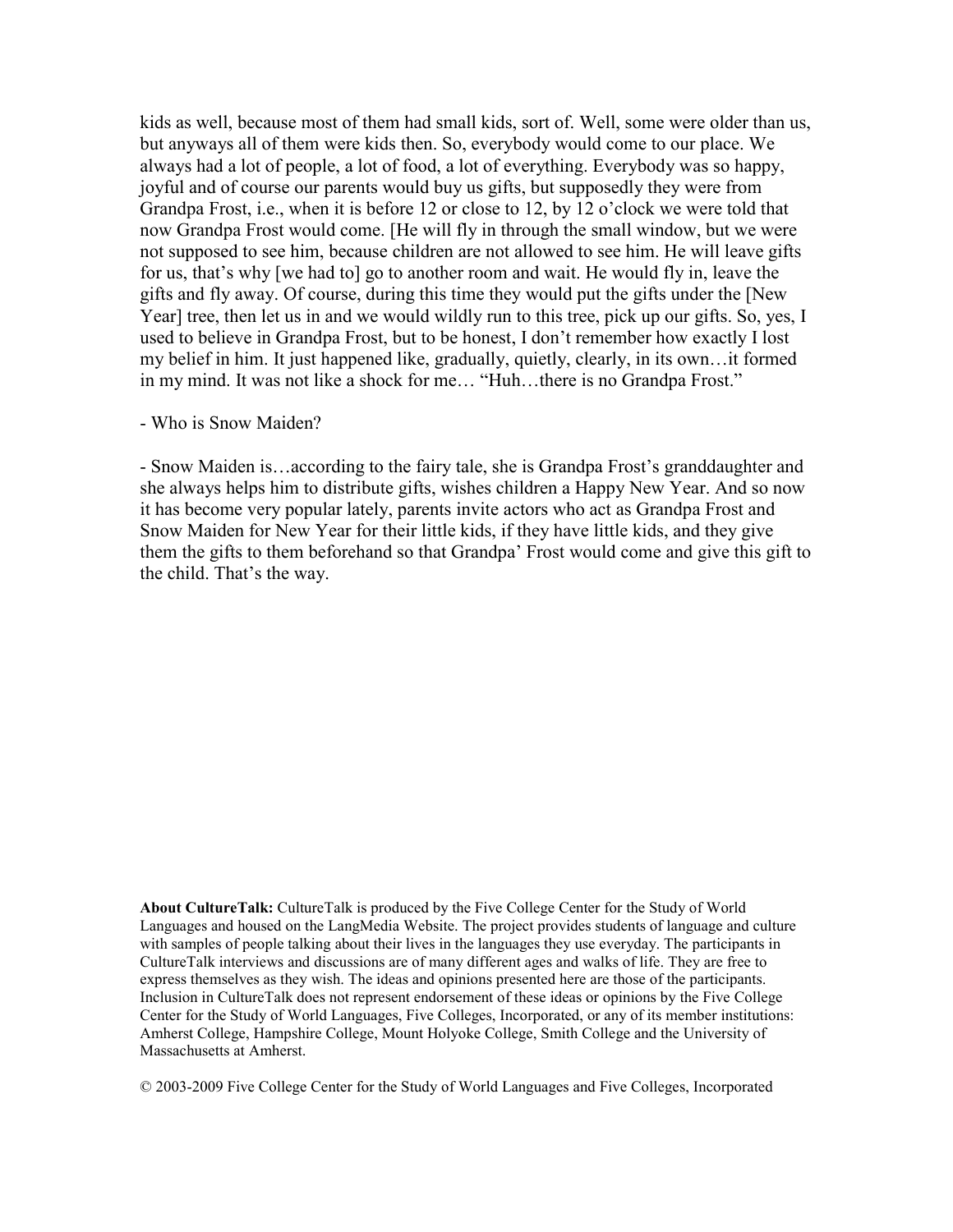kids as well, because most of them had small kids, sort of. Well, some were older than us, but anyways all of them were kids then. So, everybody would come to our place. We always had a lot of people, a lot of food, a lot of everything. Everybody was so happy, joyful and of course our parents would buy us gifts, but supposedly they were from Grandpa Frost, i.e., when it is before 12 or close to 12, by 12 o'clock we were told that now Grandpa Frost would come. [He will fly in through the small window, but we were not supposed to see him, because children are not allowed to see him. He will leave gifts for us, that's why [we had to] go to another room and wait. He would fly in, leave the gifts and fly away. Of course, during this time they would put the gifts under the [New Year] tree, then let us in and we would wildly run to this tree, pick up our gifts. So, yes, I used to believe in Grandpa Frost, but to be honest, I don't remember how exactly I lost my belief in him. It just happened like, gradually, quietly, clearly, in its own…it formed in my mind. It was not like a shock for me… "Huh…there is no Grandpa Frost."

- Who is Snow Maiden?

- Snow Maiden is…according to the fairy tale, she is Grandpa Frost's granddaughter and she always helps him to distribute gifts, wishes children a Happy New Year. And so now it has become very popular lately, parents invite actors who act as Grandpa Frost and Snow Maiden for New Year for their little kids, if they have little kids, and they give them the gifts to them beforehand so that Grandpa' Frost would come and give this gift to the child. That's the way.

**About CultureTalk:** CultureTalk is produced by the Five College Center for the Study of World Languages and housed on the LangMedia Website. The project provides students of language and culture with samples of people talking about their lives in the languages they use everyday. The participants in CultureTalk interviews and discussions are of many different ages and walks of life. They are free to express themselves as they wish. The ideas and opinions presented here are those of the participants. Inclusion in CultureTalk does not represent endorsement of these ideas or opinions by the Five College Center for the Study of World Languages, Five Colleges, Incorporated, or any of its member institutions: Amherst College, Hampshire College, Mount Holyoke College, Smith College and the University of Massachusetts at Amherst.

© 2003-2009 Five College Center for the Study of World Languages and Five Colleges, Incorporated